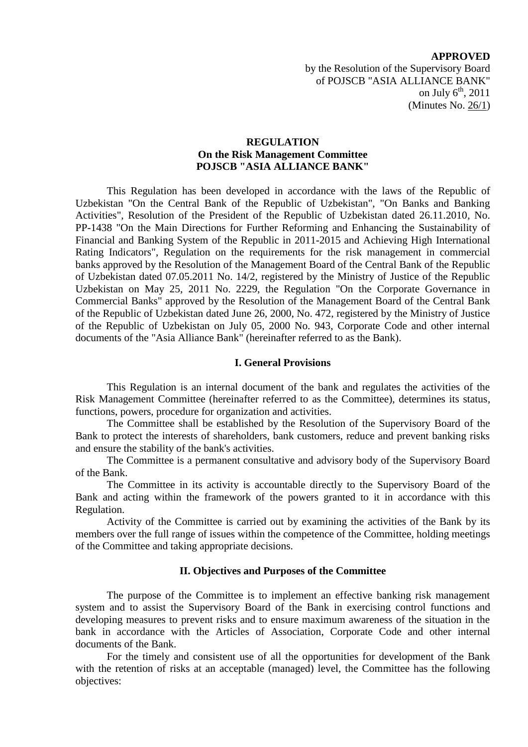**APPROVED**
by the Resolution of the Supervisory Board
of POJSCB "ASIA ALLIANCE BANK"
on July 6th, 2011
(Minutes No. 26/1)

# REGULATION
## On the Risk Management Committee
## POJSCB "ASIA ALLIANCE BANK"

This Regulation has been developed in accordance with the laws of the Republic of Uzbekistan "On the Central Bank of the Republic of Uzbekistan", "On Banks and Banking Activities", Resolution of the President of the Republic of Uzbekistan dated 26.11.2010, No. PP-1438 "On the Main Directions for Further Reforming and Enhancing the Sustainability of Financial and Banking System of the Republic in 2011-2015 and Achieving High International Rating Indicators", Regulation on the requirements for the risk management in commercial banks approved by the Resolution of the Management Board of the Central Bank of the Republic of Uzbekistan dated 07.05.2011 No. 14/2, registered by the Ministry of Justice of the Republic Uzbekistan on May 25, 2011 No. 2229, the Regulation "On the Corporate Governance in Commercial Banks" approved by the Resolution of the Management Board of the Central Bank of the Republic of Uzbekistan dated June 26, 2000, No. 472, registered by the Ministry of Justice of the Republic of Uzbekistan on July 05, 2000 No. 943, Corporate Code and other internal documents of the "Asia Alliance Bank" (hereinafter referred to as the Bank).

### I. General Provisions

This Regulation is an internal document of the bank and regulates the activities of the Risk Management Committee (hereinafter referred to as the Committee), determines its status, functions, powers, procedure for organization and activities.

The Committee shall be established by the Resolution of the Supervisory Board of the Bank to protect the interests of shareholders, bank customers, reduce and prevent banking risks and ensure the stability of the bank's activities.

The Committee is a permanent consultative and advisory body of the Supervisory Board of the Bank.

The Committee in its activity is accountable directly to the Supervisory Board of the Bank and acting within the framework of the powers granted to it in accordance with this Regulation.

Activity of the Committee is carried out by examining the activities of the Bank by its members over the full range of issues within the competence of the Committee, holding meetings of the Committee and taking appropriate decisions.

### II. Objectives and Purposes of the Committee

The purpose of the Committee is to implement an effective banking risk management system and to assist the Supervisory Board of the Bank in exercising control functions and developing measures to prevent risks and to ensure maximum awareness of the situation in the bank in accordance with the Articles of Association, Corporate Code and other internal documents of the Bank.

For the timely and consistent use of all the opportunities for development of the Bank with the retention of risks at an acceptable (managed) level, the Committee has the following objectives: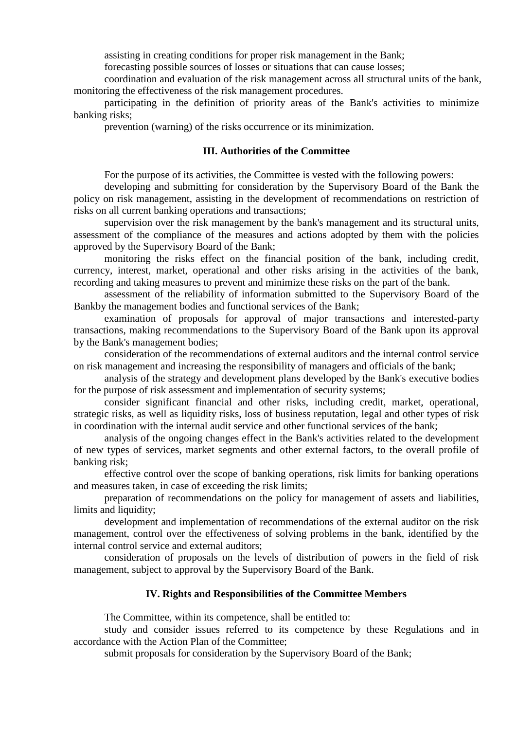assisting in creating conditions for proper risk management in the Bank;

forecasting possible sources of losses or situations that can cause losses;

coordination and evaluation of the risk management across all structural units of the bank, monitoring the effectiveness of the risk management procedures.

participating in the definition of priority areas of the Bank's activities to minimize banking risks;

prevention (warning) of the risks occurrence or its minimization.

## III. Authorities of the Committee

For the purpose of its activities, the Committee is vested with the following powers:

developing and submitting for consideration by the Supervisory Board of the Bank the policy on risk management, assisting in the development of recommendations on restriction of risks on all current banking operations and transactions;

supervision over the risk management by the bank's management and its structural units, assessment of the compliance of the measures and actions adopted by them with the policies approved by the Supervisory Board of the Bank;

monitoring the risks effect on the financial position of the bank, including credit, currency, interest, market, operational and other risks arising in the activities of the bank, recording and taking measures to prevent and minimize these risks on the part of the bank.

assessment of the reliability of information submitted to the Supervisory Board of the Bankby the management bodies and functional services of the Bank;

examination of proposals for approval of major transactions and interested-party transactions, making recommendations to the Supervisory Board of the Bank upon its approval by the Bank's management bodies;

consideration of the recommendations of external auditors and the internal control service on risk management and increasing the responsibility of managers and officials of the bank;

analysis of the strategy and development plans developed by the Bank's executive bodies for the purpose of risk assessment and implementation of security systems;

consider significant financial and other risks, including credit, market, operational, strategic risks, as well as liquidity risks, loss of business reputation, legal and other types of risk in coordination with the internal audit service and other functional services of the bank;

analysis of the ongoing changes effect in the Bank's activities related to the development of new types of services, market segments and other external factors, to the overall profile of banking risk;

effective control over the scope of banking operations, risk limits for banking operations and measures taken, in case of exceeding the risk limits;

preparation of recommendations on the policy for management of assets and liabilities, limits and liquidity;

development and implementation of recommendations of the external auditor on the risk management, control over the effectiveness of solving problems in the bank, identified by the internal control service and external auditors;

consideration of proposals on the levels of distribution of powers in the field of risk management, subject to approval by the Supervisory Board of the Bank.

## IV. Rights and Responsibilities of the Committee Members

The Committee, within its competence, shall be entitled to:

study and consider issues referred to its competence by these Regulations and in accordance with the Action Plan of the Committee;

submit proposals for consideration by the Supervisory Board of the Bank;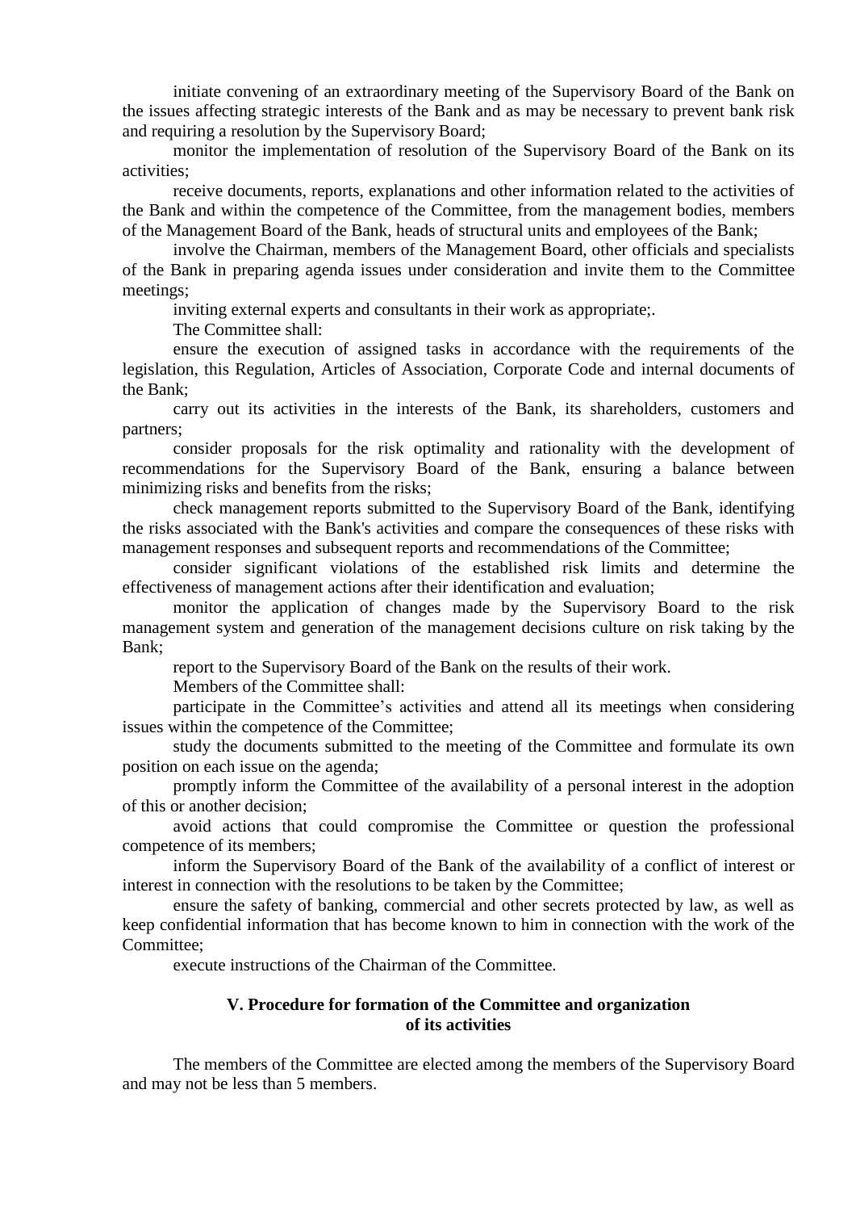initiate convening of an extraordinary meeting of the Supervisory Board of the Bank on the issues affecting strategic interests of the Bank and as may be necessary to prevent bank risk and requiring a resolution by the Supervisory Board;

monitor the implementation of resolution of the Supervisory Board of the Bank on its activities;

receive documents, reports, explanations and other information related to the activities of the Bank and within the competence of the Committee, from the management bodies, members of the Management Board of the Bank, heads of structural units and employees of the Bank;

involve the Chairman, members of the Management Board, other officials and specialists of the Bank in preparing agenda issues under consideration and invite them to the Committee meetings;

inviting external experts and consultants in their work as appropriate;.

The Committee shall:

ensure the execution of assigned tasks in accordance with the requirements of the legislation, this Regulation, Articles of Association, Corporate Code and internal documents of the Bank;

carry out its activities in the interests of the Bank, its shareholders, customers and partners;

consider proposals for the risk optimality and rationality with the development of recommendations for the Supervisory Board of the Bank, ensuring a balance between minimizing risks and benefits from the risks;

check management reports submitted to the Supervisory Board of the Bank, identifying the risks associated with the Bank's activities and compare the consequences of these risks with management responses and subsequent reports and recommendations of the Committee;

consider significant violations of the established risk limits and determine the effectiveness of management actions after their identification and evaluation;

monitor the application of changes made by the Supervisory Board to the risk management system and generation of the management decisions culture on risk taking by the Bank;

report to the Supervisory Board of the Bank on the results of their work.

Members of the Committee shall:

participate in the Committee’s activities and attend all its meetings when considering issues within the competence of the Committee;

study the documents submitted to the meeting of the Committee and formulate its own position on each issue on the agenda;

promptly inform the Committee of the availability of a personal interest in the adoption of this or another decision;

avoid actions that could compromise the Committee or question the professional competence of its members;

inform the Supervisory Board of the Bank of the availability of a conflict of interest or interest in connection with the resolutions to be taken by the Committee;

ensure the safety of banking, commercial and other secrets protected by law, as well as keep confidential information that has become known to him in connection with the work of the Committee;

execute instructions of the Chairman of the Committee.

## V. Procedure for formation of the Committee and organization of its activities

The members of the Committee are elected among the members of the Supervisory Board and may not be less than 5 members.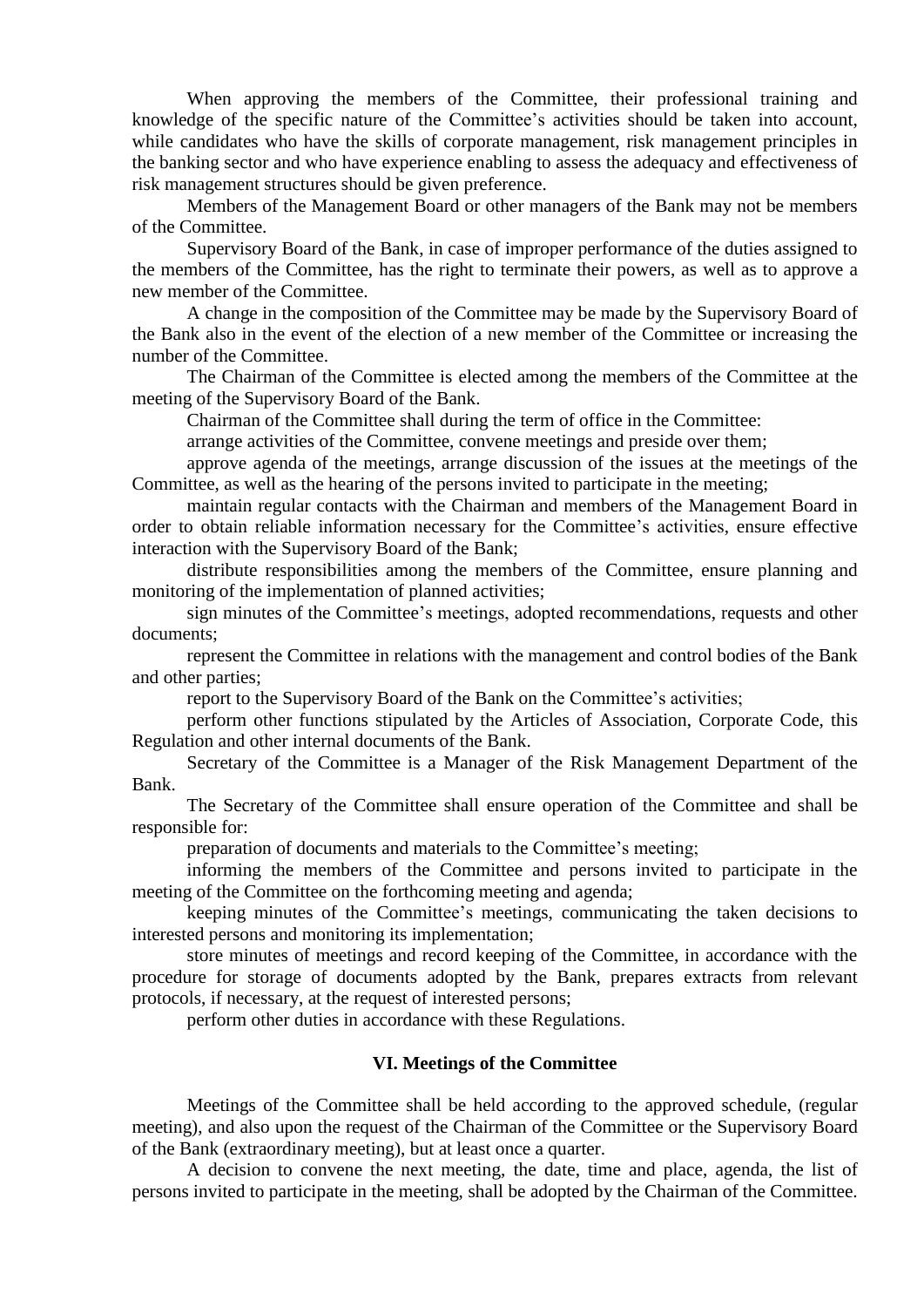When approving the members of the Committee, their professional training and knowledge of the specific nature of the Committee's activities should be taken into account, while candidates who have the skills of corporate management, risk management principles in the banking sector and who have experience enabling to assess the adequacy and effectiveness of risk management structures should be given preference.

Members of the Management Board or other managers of the Bank may not be members of the Committee.

Supervisory Board of the Bank, in case of improper performance of the duties assigned to the members of the Committee, has the right to terminate their powers, as well as to approve a new member of the Committee.

A change in the composition of the Committee may be made by the Supervisory Board of the Bank also in the event of the election of a new member of the Committee or increasing the number of the Committee.

The Chairman of the Committee is elected among the members of the Committee at the meeting of the Supervisory Board of the Bank.

Chairman of the Committee shall during the term of office in the Committee:

arrange activities of the Committee, convene meetings and preside over them;

approve agenda of the meetings, arrange discussion of the issues at the meetings of the Committee, as well as the hearing of the persons invited to participate in the meeting;

maintain regular contacts with the Chairman and members of the Management Board in order to obtain reliable information necessary for the Committee's activities, ensure effective interaction with the Supervisory Board of the Bank;

distribute responsibilities among the members of the Committee, ensure planning and monitoring of the implementation of planned activities;

sign minutes of the Committee's meetings, adopted recommendations, requests and other documents;

represent the Committee in relations with the management and control bodies of the Bank and other parties;

report to the Supervisory Board of the Bank on the Committee's activities;

perform other functions stipulated by the Articles of Association, Corporate Code, this Regulation and other internal documents of the Bank.

Secretary of the Committee is a Manager of the Risk Management Department of the Bank.

The Secretary of the Committee shall ensure operation of the Committee and shall be responsible for:

preparation of documents and materials to the Committee's meeting;

informing the members of the Committee and persons invited to participate in the meeting of the Committee on the forthcoming meeting and agenda;

keeping minutes of the Committee's meetings, communicating the taken decisions to interested persons and monitoring its implementation;

store minutes of meetings and record keeping of the Committee, in accordance with the procedure for storage of documents adopted by the Bank, prepares extracts from relevant protocols, if necessary, at the request of interested persons;

perform other duties in accordance with these Regulations.

## VI. Meetings of the Committee

Meetings of the Committee shall be held according to the approved schedule, (regular meeting), and also upon the request of the Chairman of the Committee or the Supervisory Board of the Bank (extraordinary meeting), but at least once a quarter.

A decision to convene the next meeting, the date, time and place, agenda, the list of persons invited to participate in the meeting, shall be adopted by the Chairman of the Committee.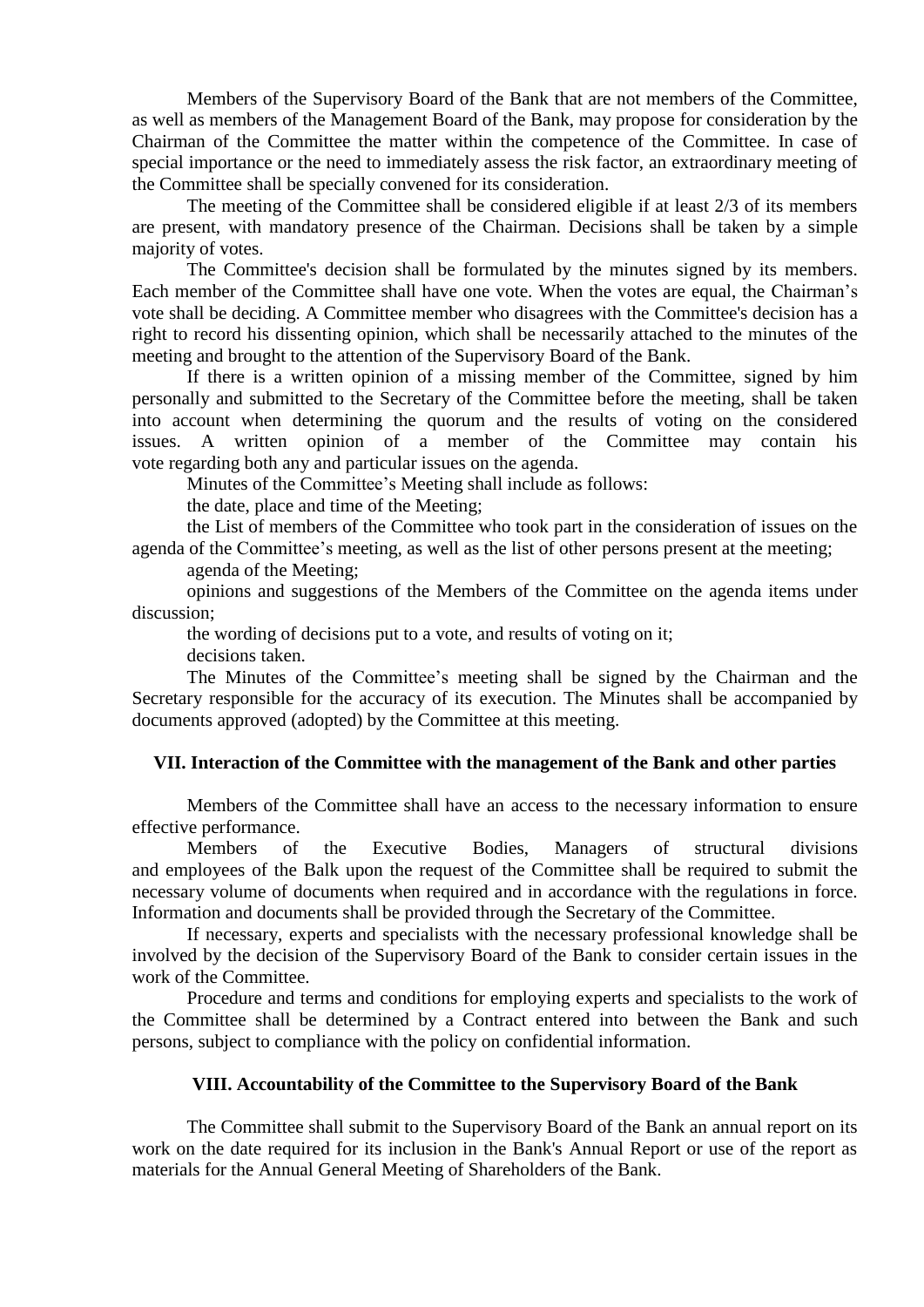Members of the Supervisory Board of the Bank that are not members of the Committee, as well as members of the Management Board of the Bank, may propose for consideration by the Chairman of the Committee the matter within the competence of the Committee. In case of special importance or the need to immediately assess the risk factor, an extraordinary meeting of the Committee shall be specially convened for its consideration.

The meeting of the Committee shall be considered eligible if at least 2/3 of its members are present, with mandatory presence of the Chairman. Decisions shall be taken by a simple majority of votes.

The Committee's decision shall be formulated by the minutes signed by its members. Each member of the Committee shall have one vote. When the votes are equal, the Chairman's vote shall be deciding. A Committee member who disagrees with the Committee's decision has a right to record his dissenting opinion, which shall be necessarily attached to the minutes of the meeting and brought to the attention of the Supervisory Board of the Bank.

If there is a written opinion of a missing member of the Committee, signed by him personally and submitted to the Secretary of the Committee before the meeting, shall be taken into account when determining the quorum and the results of voting on the considered issues. A written opinion of a member of the Committee may contain his vote regarding both any and particular issues on the agenda.

Minutes of the Committee's Meeting shall include as follows:

the date, place and time of the Meeting;

the List of members of the Committee who took part in the consideration of issues on the agenda of the Committee's meeting, as well as the list of other persons present at the meeting;

agenda of the Meeting;

opinions and suggestions of the Members of the Committee on the agenda items under discussion;

the wording of decisions put to a vote, and results of voting on it;

decisions taken.

The Minutes of the Committee's meeting shall be signed by the Chairman and the Secretary responsible for the accuracy of its execution. The Minutes shall be accompanied by documents approved (adopted) by the Committee at this meeting.

## VII. Interaction of the Committee with the management of the Bank and other parties

Members of the Committee shall have an access to the necessary information to ensure effective performance.

Members of the Executive Bodies, Managers of structural divisions and employees of the Balk upon the request of the Committee shall be required to submit the necessary volume of documents when required and in accordance with the regulations in force. Information and documents shall be provided through the Secretary of the Committee.

If necessary, experts and specialists with the necessary professional knowledge shall be involved by the decision of the Supervisory Board of the Bank to consider certain issues in the work of the Committee.

Procedure and terms and conditions for employing experts and specialists to the work of the Committee shall be determined by a Contract entered into between the Bank and such persons, subject to compliance with the policy on confidential information.

## VIII. Accountability of the Committee to the Supervisory Board of the Bank

The Committee shall submit to the Supervisory Board of the Bank an annual report on its work on the date required for its inclusion in the Bank's Annual Report or use of the report as materials for the Annual General Meeting of Shareholders of the Bank.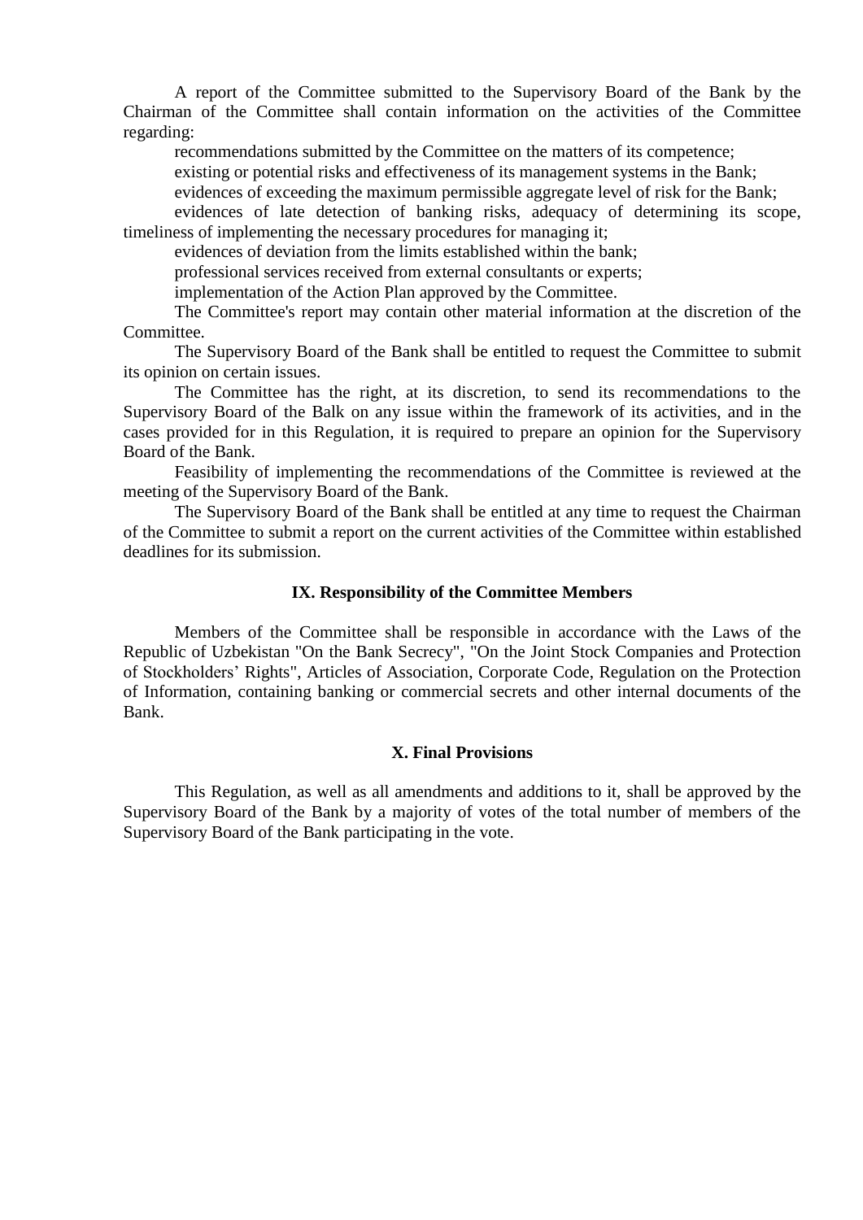A report of the Committee submitted to the Supervisory Board of the Bank by the Chairman of the Committee shall contain information on the activities of the Committee regarding:

recommendations submitted by the Committee on the matters of its competence;

existing or potential risks and effectiveness of its management systems in the Bank;

evidences of exceeding the maximum permissible aggregate level of risk for the Bank;

evidences of late detection of banking risks, adequacy of determining its scope, timeliness of implementing the necessary procedures for managing it;

evidences of deviation from the limits established within the bank;

professional services received from external consultants or experts;

implementation of the Action Plan approved by the Committee.

The Committee's report may contain other material information at the discretion of the Committee.

The Supervisory Board of the Bank shall be entitled to request the Committee to submit its opinion on certain issues.

The Committee has the right, at its discretion, to send its recommendations to the Supervisory Board of the Balk on any issue within the framework of its activities, and in the cases provided for in this Regulation, it is required to prepare an opinion for the Supervisory Board of the Bank.

Feasibility of implementing the recommendations of the Committee is reviewed at the meeting of the Supervisory Board of the Bank.

The Supervisory Board of the Bank shall be entitled at any time to request the Chairman of the Committee to submit a report on the current activities of the Committee within established deadlines for its submission.

## IX. Responsibility of the Committee Members

Members of the Committee shall be responsible in accordance with the Laws of the Republic of Uzbekistan "On the Bank Secrecy", "On the Joint Stock Companies and Protection of Stockholders' Rights", Articles of Association, Corporate Code, Regulation on the Protection of Information, containing banking or commercial secrets and other internal documents of the Bank.

## X. Final Provisions

This Regulation, as well as all amendments and additions to it, shall be approved by the Supervisory Board of the Bank by a majority of votes of the total number of members of the Supervisory Board of the Bank participating in the vote.